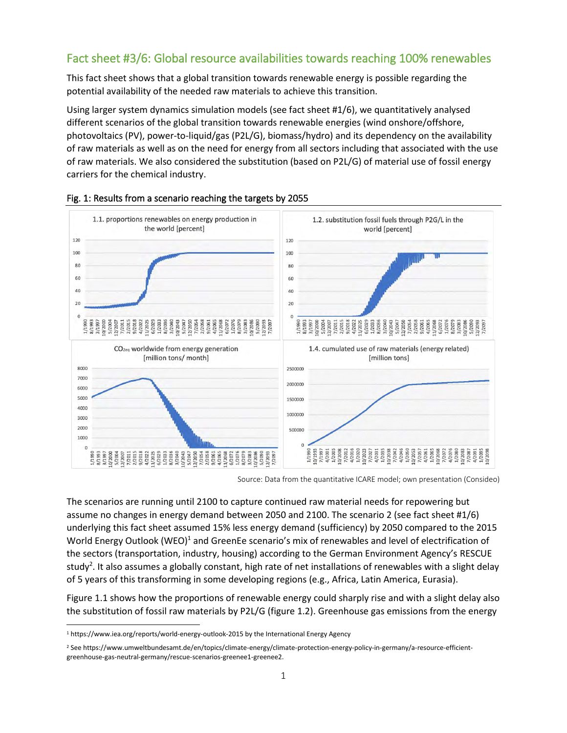## Fact sheet #3/6: Global resource availabilities towards reaching 100% renewables

This fact sheet shows that a global transition towards renewable energy is possible regarding the potential availability of the needed raw materials to achieve this transition.

Using larger system dynamics simulation models (see fact sheet #1/6), we quantitatively analysed different scenarios of the global transition towards renewable energies (wind onshore/offshore, photovoltaics (PV), power-to-liquid/gas (P2L/G), biomass/hydro) and its dependency on the availability of raw materials as well as on the need for energy from all sectors including that associated with the use of raw materials. We also considered the substitution (based on P2L/G) of material use of fossil energy carriers for the chemical industry.

Fig. 1: Results from a scenario reaching the targets by 2055

1.1. proportions renewables on energy production in the world [percent]

1.2. substitution fossil fuels through P2G/L in the world [percent]

$CO_{2eq}$ worldwide from energy generation [million tons/ month]

1.4. cumulated use of raw materials (energy related) [million tons]

Source: Data from the quantitative ICARE model; own presentation (Consideo)

The scenarios are running until 2100 to capture continued raw material needs for repowering but assume no changes in energy demand between 2050 and 2100. The scenario 2 (see fact sheet #1/6) underlying this fact sheet assumed 15% less energy demand (sufficiency) by 2050 compared to the 2015 World Energy Outlook (WEO)[1] and GreenEe scenario's mix of renewables and level of electrification of the sectors (transportation, industry, housing) according to the German Environment Agency's RESCUE study[2]. It also assumes a globally constant, high rate of net installations of renewables with a slight delay of 5 years of this transforming in some developing regions (e.g., Africa, Latin America, Eurasia).

Figure 1.1 shows how the proportions of renewable energy could sharply rise and with a slight delay also the substitution of fossil raw materials by P2L/G (figure 1.2). Greenhouse gas emissions from the energy

[1] https://www.iea.org/reports/world-energy-outlook-2015 by the International Energy Agency

[2] See https://www.umweltbundesamt.de/en/topics/climate-energy/climate-protection-energy-policy-in-germany/a-resource-efficient-greenhouse-gas-neutral-germany/rescue-scenarios-greenee1-greenee2.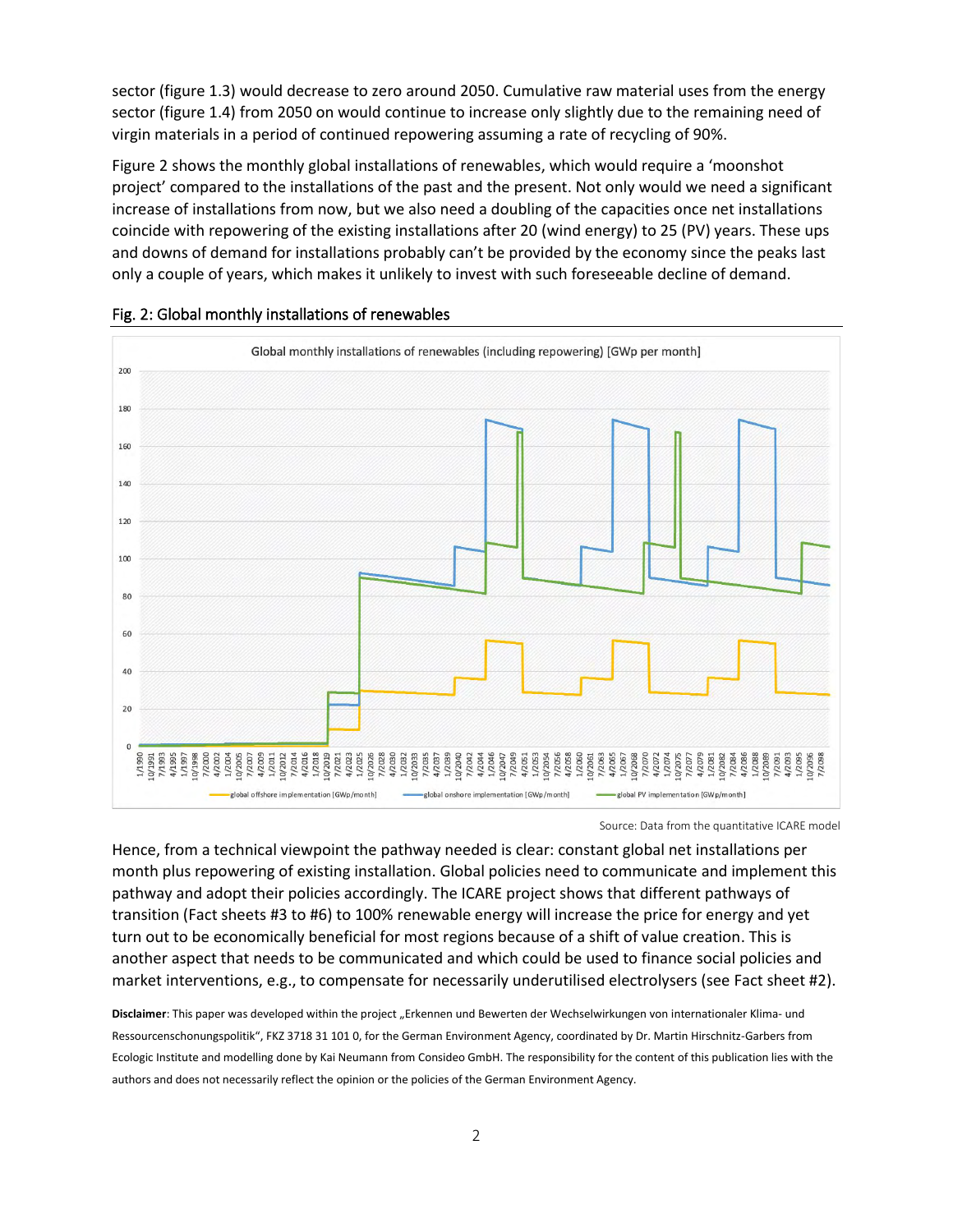sector (figure 1.3) would decrease to zero around 2050. Cumulative raw material uses from the energy sector (figure 1.4) from 2050 on would continue to increase only slightly due to the remaining need of virgin materials in a period of continued repowering assuming a rate of recycling of 90%.

Figure 2 shows the monthly global installations of renewables, which would require a 'moonshot project' compared to the installations of the past and the present. Not only would we need a significant increase of installations from now, but we also need a doubling of the capacities once net installations coincide with repowering of the existing installations after 20 (wind energy) to 25 (PV) years. These ups and downs of demand for installations probably can't be provided by the economy since the peaks last only a couple of years, which makes it unlikely to invest with such foreseeable decline of demand.

Fig. 2: Global monthly installations of renewables

Global monthly installations of renewables (including repowering) [GWp per month]

0, 20, 40, 60, 80, 100, 120, 140, 160, 180, 200

1/1990, 10/1991, 7/1993, 4/1995, 1/1997, 10/1998, 7/2000, 4/2002, 1/2004, 10/2005, 7/2007, 4/2009, 1/2011, 10/2012, 7/2014, 4/2016, 1/2018, 10/2019, 7/2021, 4/2023, 1/2025, 10/2026, 7/2028, 4/2030, 1/2032, 10/2033, 7/2035, 4/2037, 1/2039, 10/2040, 7/2042, 4/2044, 1/2046, 10/2047, 7/2049, 4/2051, 1/2053, 10/2054, 7/2056, 4/2058, 1/2060, 10/2061, 7/2063, 4/2065, 1/2067, 10/2068, 7/2070, 4/2072, 1/2074, 10/2075, 7/2077, 4/2079, 1/2081, 10/2082, 7/2084, 4/2086, 1/2088, 10/2089, 7/2091, 4/2093, 1/2095, 10/2096, 7/2098

global offshore implementation [GWp/month]
global onshore implementation [GWp/month]
global PV implementation [GWp/month]

Source: Data from the quantitative ICARE model

Hence, from a technical viewpoint the pathway needed is clear: constant global net installations per month plus repowering of existing installation. Global policies need to communicate and implement this pathway and adopt their policies accordingly. The ICARE project shows that different pathways of transition (Fact sheets #3 to #6) to 100% renewable energy will increase the price for energy and yet turn out to be economically beneficial for most regions because of a shift of value creation. This is another aspect that needs to be communicated and which could be used to finance social policies and market interventions, e.g., to compensate for necessarily underutilised electrolysers (see Fact sheet #2).

**Disclaimer**: This paper was developed within the project „Erkennen und Bewerten der Wechselwirkungen von internationaler Klima- und Ressourcenschonungspolitik", FKZ 3718 31 101 0, for the German Environment Agency, coordinated by Dr. Martin Hirschnitz-Garbers from Ecologic Institute and modelling done by Kai Neumann from Consideo GmbH. The responsibility for the content of this publication lies with the authors and does not necessarily reflect the opinion or the policies of the German Environment Agency.